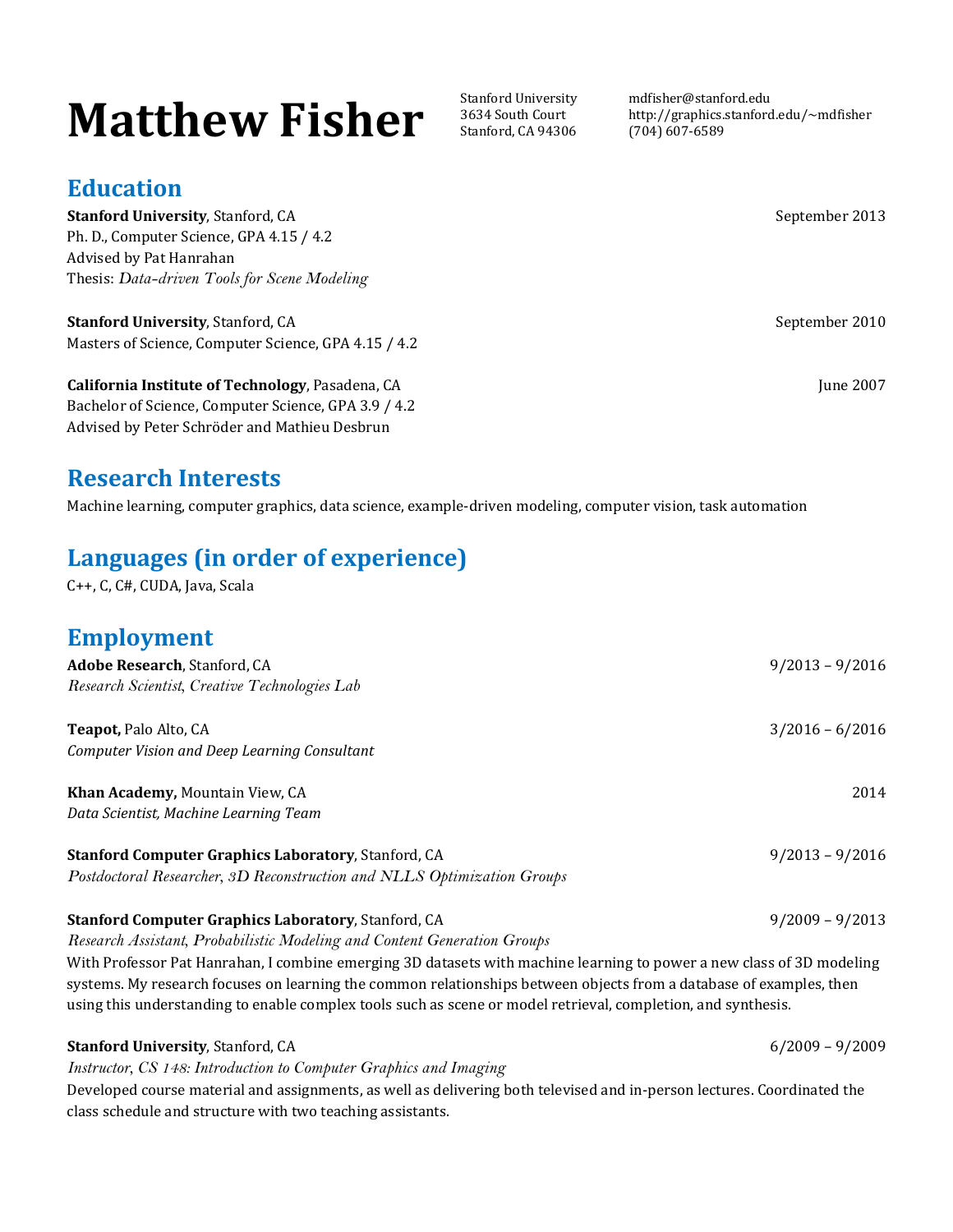# Matthew Fisher

Stanford University
3634 South Court
Stanford, CA 94306

mdfisher@stanford.edu
http://graphics.stanford.edu/~mdfisher
(704) 607-6589

## Education

**Stanford University**, Stanford, CA — September 2013
Ph. D., Computer Science, GPA 4.15 / 4.2
Advised by Pat Hanrahan
Thesis: *Data-driven Tools for Scene Modeling*

**Stanford University**, Stanford, CA — September 2010
Masters of Science, Computer Science, GPA 4.15 / 4.2

**California Institute of Technology**, Pasadena, CA — June 2007
Bachelor of Science, Computer Science, GPA 3.9 / 4.2
Advised by Peter Schröder and Mathieu Desbrun

## Research Interests

Machine learning, computer graphics, data science, example-driven modeling, computer vision, task automation

## Languages (in order of experience)

C++, C, C#, CUDA, Java, Scala

## Employment

**Adobe Research**, Stanford, CA — 9/2013 – 9/2016
*Research Scientist*, *Creative Technologies Lab*

**Teapot,** Palo Alto, CA — 3/2016 – 6/2016
*Computer Vision and Deep Learning Consultant*

**Khan Academy,** Mountain View, CA — 2014
*Data Scientist, Machine Learning Team*

**Stanford Computer Graphics Laboratory**, Stanford, CA — 9/2013 – 9/2016
*Postdoctoral Researcher*, *3D Reconstruction and NLLS Optimization Groups*

**Stanford Computer Graphics Laboratory**, Stanford, CA — 9/2009 – 9/2013
*Research Assistant*, *Probabilistic Modeling and Content Generation Groups*
With Professor Pat Hanrahan, I combine emerging 3D datasets with machine learning to power a new class of 3D modeling systems. My research focuses on learning the common relationships between objects from a database of examples, then using this understanding to enable complex tools such as scene or model retrieval, completion, and synthesis.

**Stanford University**, Stanford, CA — 6/2009 – 9/2009
*Instructor*, *CS 148: Introduction to Computer Graphics and Imaging*
Developed course material and assignments, as well as delivering both televised and in-person lectures. Coordinated the class schedule and structure with two teaching assistants.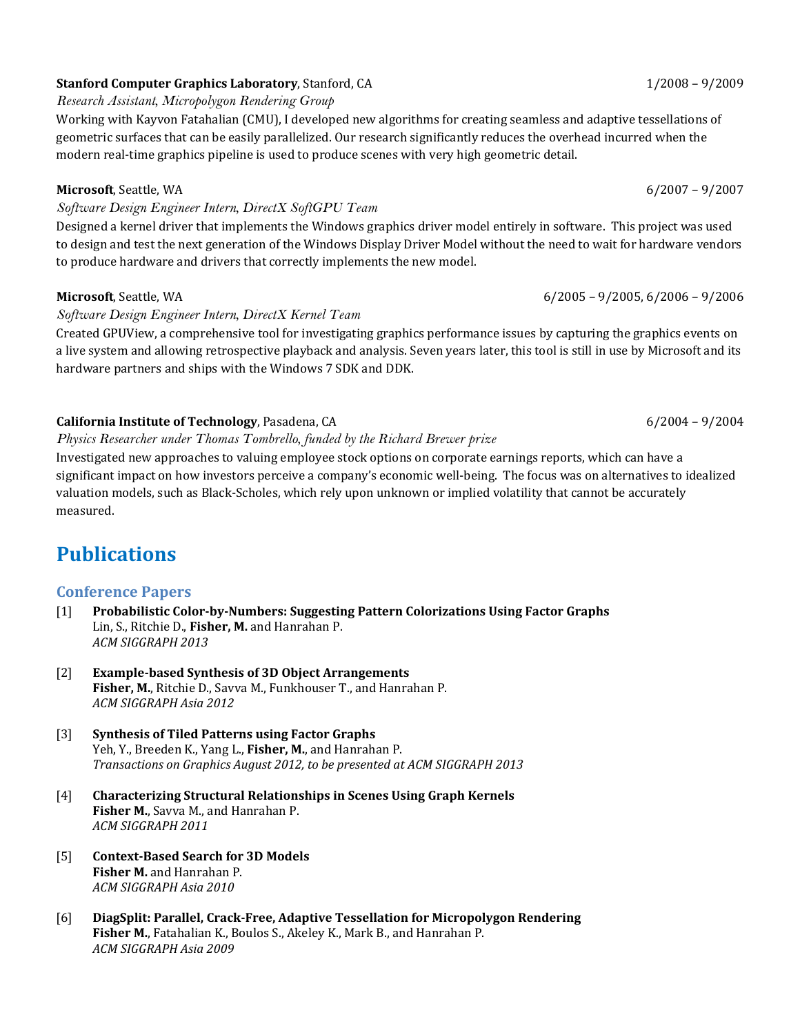**Stanford Computer Graphics Laboratory**, Stanford, CA 1/2008 – 9/2009

*Research Assistant, Micropolygon Rendering Group*

Working with Kayvon Fatahalian (CMU), I developed new algorithms for creating seamless and adaptive tessellations of geometric surfaces that can be easily parallelized. Our research significantly reduces the overhead incurred when the modern real-time graphics pipeline is used to produce scenes with very high geometric detail.

**Microsoft**, Seattle, WA 6/2007 – 9/2007

*Software Design Engineer Intern, DirectX SoftGPU Team*

Designed a kernel driver that implements the Windows graphics driver model entirely in software. This project was used to design and test the next generation of the Windows Display Driver Model without the need to wait for hardware vendors to produce hardware and drivers that correctly implements the new model.

**Microsoft**, Seattle, WA 6/2005 – 9/2005, 6/2006 – 9/2006

*Software Design Engineer Intern, DirectX Kernel Team*

Created GPUView, a comprehensive tool for investigating graphics performance issues by capturing the graphics events on a live system and allowing retrospective playback and analysis. Seven years later, this tool is still in use by Microsoft and its hardware partners and ships with the Windows 7 SDK and DDK.

**California Institute of Technology**, Pasadena, CA 6/2004 – 9/2004

*Physics Researcher under Thomas Tombrello, funded by the Richard Brewer prize*

Investigated new approaches to valuing employee stock options on corporate earnings reports, which can have a significant impact on how investors perceive a company's economic well-being. The focus was on alternatives to idealized valuation models, such as Black-Scholes, which rely upon unknown or implied volatility that cannot be accurately measured.

# Publications

## Conference Papers

[1] **Probabilistic Color-by-Numbers: Suggesting Pattern Colorizations Using Factor Graphs**
Lin, S., Ritchie D., **Fisher, M.** and Hanrahan P.
*ACM SIGGRAPH 2013*

[2] **Example-based Synthesis of 3D Object Arrangements**
**Fisher, M.**, Ritchie D., Savva M., Funkhouser T., and Hanrahan P.
*ACM SIGGRAPH Asia 2012*

[3] **Synthesis of Tiled Patterns using Factor Graphs**
Yeh, Y., Breeden K., Yang L., **Fisher, M.**, and Hanrahan P.
*Transactions on Graphics August 2012, to be presented at ACM SIGGRAPH 2013*

[4] **Characterizing Structural Relationships in Scenes Using Graph Kernels**
**Fisher M.**, Savva M., and Hanrahan P.
*ACM SIGGRAPH 2011*

[5] **Context-Based Search for 3D Models**
**Fisher M.** and Hanrahan P.
*ACM SIGGRAPH Asia 2010*

[6] **DiagSplit: Parallel, Crack-Free, Adaptive Tessellation for Micropolygon Rendering**
**Fisher M.**, Fatahalian K., Boulos S., Akeley K., Mark B., and Hanrahan P.
*ACM SIGGRAPH Asia 2009*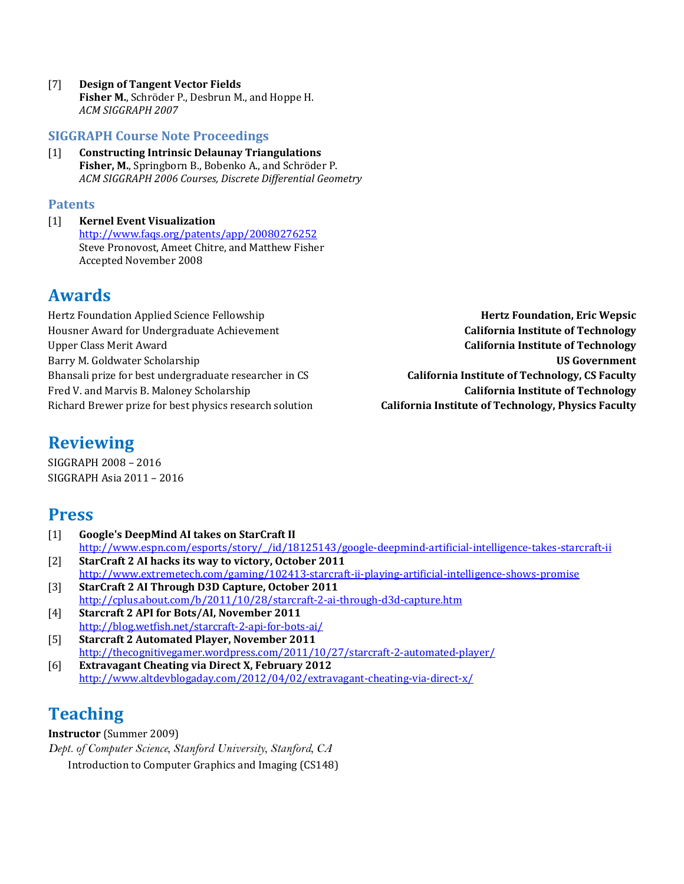[7] **Design of Tangent Vector Fields**
**Fisher M.**, Schröder P., Desbrun M., and Hoppe H.
*ACM SIGGRAPH 2007*

### SIGGRAPH Course Note Proceedings

[1] **Constructing Intrinsic Delaunay Triangulations**
**Fisher, M.**, Springborn B., Bobenko A., and Schröder P.
*ACM SIGGRAPH 2006 Courses, Discrete Differential Geometry*

### Patents

[1] **Kernel Event Visualization**
http://www.faqs.org/patents/app/20080276252
Steve Pronovost, Ameet Chitre, and Matthew Fisher
Accepted November 2008

## Awards

| | |
|---|---|
| Hertz Foundation Applied Science Fellowship | **Hertz Foundation, Eric Wepsic** |
| Housner Award for Undergraduate Achievement | **California Institute of Technology** |
| Upper Class Merit Award | **California Institute of Technology** |
| Barry M. Goldwater Scholarship | **US Government** |
| Bhansali prize for best undergraduate researcher in CS | **California Institute of Technology, CS Faculty** |
| Fred V. and Marvis B. Maloney Scholarship | **California Institute of Technology** |
| Richard Brewer prize for best physics research solution | **California Institute of Technology, Physics Faculty** |

## Reviewing

SIGGRAPH 2008 – 2016
SIGGRAPH Asia 2011 – 2016

## Press

[1] **Google's DeepMind AI takes on StarCraft II**
http://www.espn.com/esports/story/_/id/18125143/google-deepmind-artificial-intelligence-takes-starcraft-ii

[2] **StarCraft 2 AI hacks its way to victory, October 2011**
http://www.extremetech.com/gaming/102413-starcraft-ii-playing-artificial-intelligence-shows-promise

[3] **StarCraft 2 AI Through D3D Capture, October 2011**
http://cplus.about.com/b/2011/10/28/starcraft-2-ai-through-d3d-capture.htm

[4] **Starcraft 2 API for Bots/AI, November 2011**
http://blog.wetfish.net/starcraft-2-api-for-bots-ai/

[5] **Starcraft 2 Automated Player, November 2011**
http://thecognitivegamer.wordpress.com/2011/10/27/starcraft-2-automated-player/

[6] **Extravagant Cheating via Direct X, February 2012**
http://www.altdevblogaday.com/2012/04/02/extravagant-cheating-via-direct-x/

## Teaching

**Instructor** (Summer 2009)
*Dept. of Computer Science, Stanford University, Stanford, CA*
Introduction to Computer Graphics and Imaging (CS148)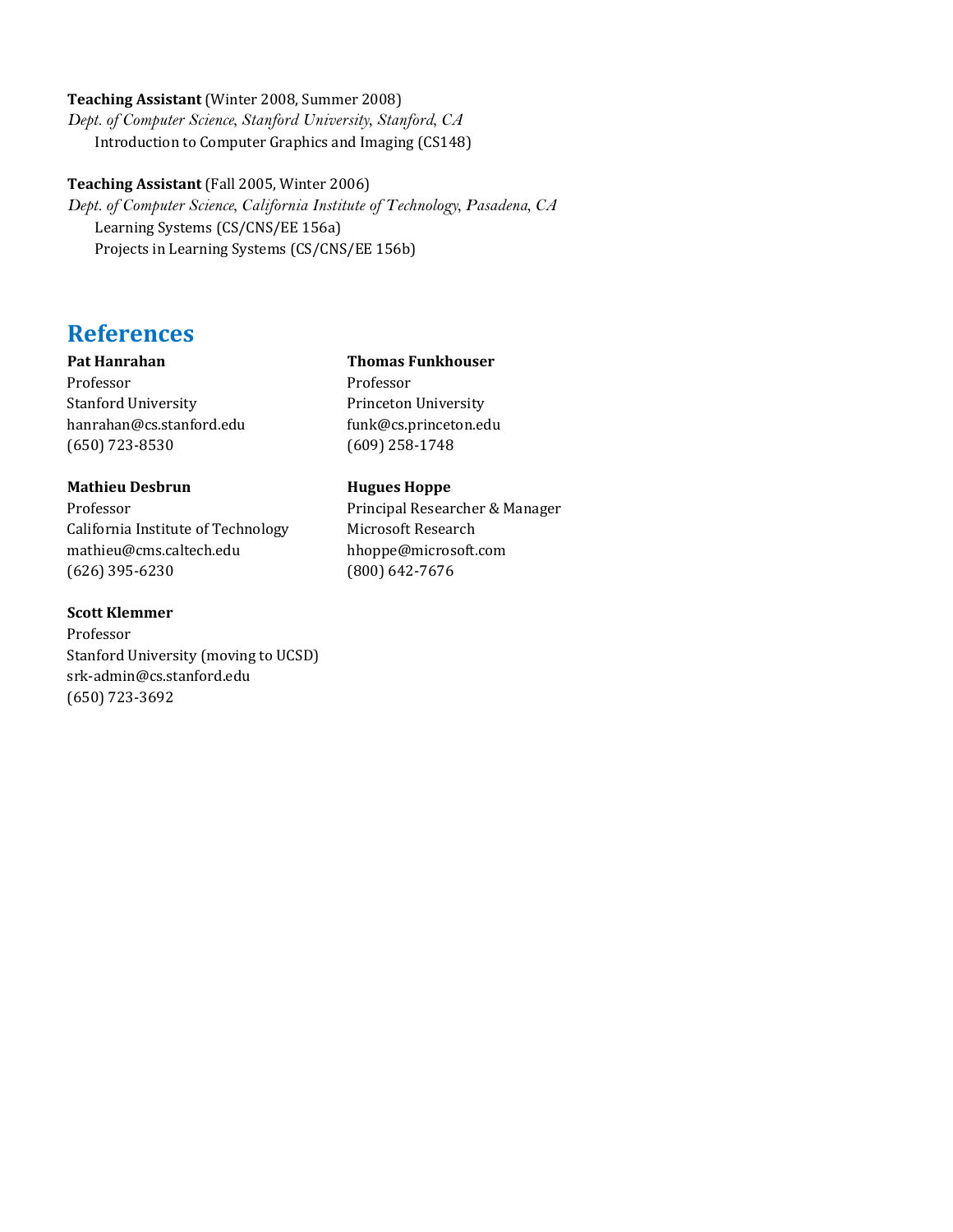**Teaching Assistant** (Winter 2008, Summer 2008)
*Dept. of Computer Science, Stanford University, Stanford, CA*
Introduction to Computer Graphics and Imaging (CS148)

**Teaching Assistant** (Fall 2005, Winter 2006)
*Dept. of Computer Science, California Institute of Technology, Pasadena, CA*
Learning Systems (CS/CNS/EE 156a)
Projects in Learning Systems (CS/CNS/EE 156b)

## References

**Pat Hanrahan**
Professor
Stanford University
hanrahan@cs.stanford.edu
(650) 723-8530

**Thomas Funkhouser**
Professor
Princeton University
funk@cs.princeton.edu
(609) 258-1748

**Mathieu Desbrun**
Professor
California Institute of Technology
mathieu@cms.caltech.edu
(626) 395-6230

**Hugues Hoppe**
Principal Researcher & Manager
Microsoft Research
hhoppe@microsoft.com
(800) 642-7676

**Scott Klemmer**
Professor
Stanford University (moving to UCSD)
srk-admin@cs.stanford.edu
(650) 723-3692